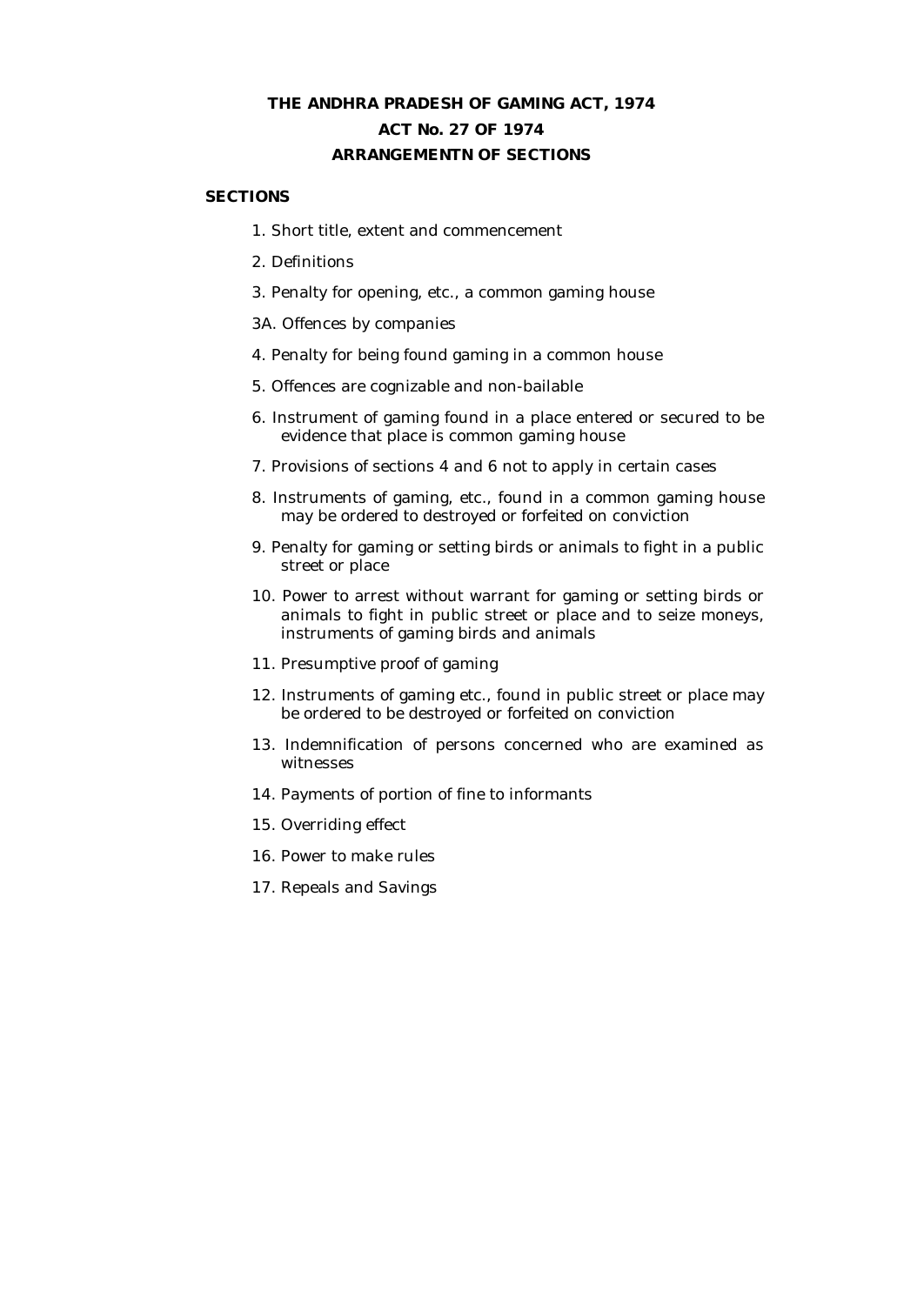# THE ANDHRA PRADESH OF GAMING ACT, 1974
## ACT No. 27 OF 1974
## ARRANGEMENTN OF SECTIONS

**SECTIONS**

1. Short title, extent and commencement
2. Definitions
3. Penalty for opening, etc., a common gaming house

3A. Offences by companies

4. Penalty for being found gaming in a common house
5. Offences are cognizable and non-bailable
6. Instrument of gaming found in a place entered or secured to be evidence that place is common gaming house
7. Provisions of sections 4 and 6 not to apply in certain cases
8. Instruments of gaming, etc., found in a common gaming house may be ordered to destroyed or forfeited on conviction
9. Penalty for gaming or setting birds or animals to fight in a public street or place
10. Power to arrest without warrant for gaming or setting birds or animals to fight in public street or place and to seize moneys, instruments of gaming birds and animals
11. Presumptive proof of gaming
12. Instruments of gaming etc., found in public street or place may be ordered to be destroyed or forfeited on conviction
13. Indemnification of persons concerned who are examined as witnesses
14. Payments of portion of fine to informants
15. Overriding effect
16. Power to make rules
17. Repeals and Savings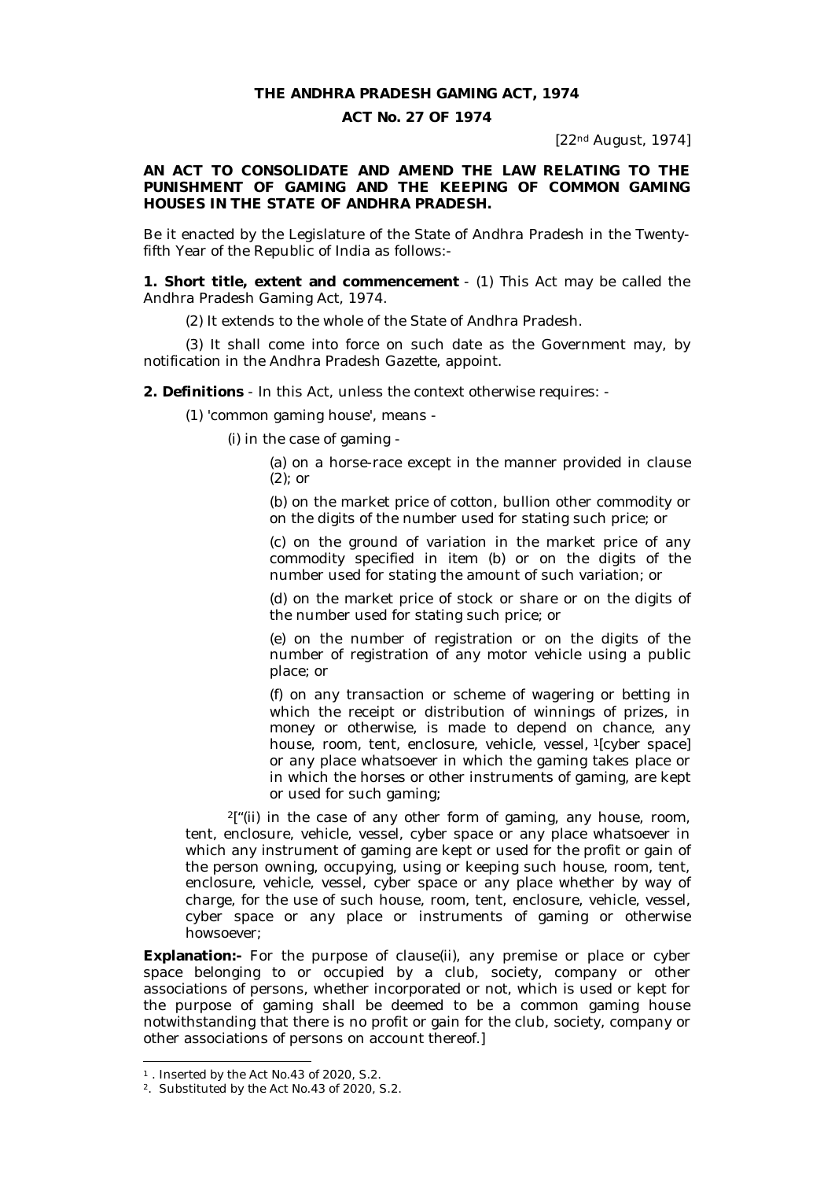# THE ANDHRA PRADESH GAMING ACT, 1974

## ACT No. 27 OF 1974

[22nd August, 1974]

**AN ACT TO CONSOLIDATE AND AMEND THE LAW RELATING TO THE PUNISHMENT OF GAMING AND THE KEEPING OF COMMON GAMING HOUSES IN THE STATE OF ANDHRA PRADESH.**

Be it enacted by the Legislature of the State of Andhra Pradesh in the Twenty-fifth Year of the Republic of India as follows:-

**1. Short title, extent and commencement** - (1) This Act may be called the Andhra Pradesh Gaming Act, 1974.

(2) It extends to the whole of the State of Andhra Pradesh.

(3) It shall come into force on such date as the Government may, by notification in the Andhra Pradesh Gazette, appoint.

**2. Definitions** - In this Act, unless the context otherwise requires: -

(1) 'common gaming house', means -

(i) in the case of gaming -

(a) on a horse-race except in the manner provided in clause (2); or

(b) on the market price of cotton, bullion other commodity or on the digits of the number used for stating such price; or

(c) on the ground of variation in the market price of any commodity specified in item (b) or on the digits of the number used for stating the amount of such variation; or

(d) on the market price of stock or share or on the digits of the number used for stating such price; or

(e) on the number of registration or on the digits of the number of registration of any motor vehicle using a public place; or

(f) on any transaction or scheme of wagering or betting in which the receipt or distribution of winnings of prizes, in money or otherwise, is made to depend on chance, any house, room, tent, enclosure, vehicle, vessel, [1][cyber space] or any place whatsoever in which the gaming takes place or in which the horses or other instruments of gaming, are kept or used for such gaming;

[2]["(ii) in the case of any other form of gaming, any house, room, tent, enclosure, vehicle, vessel, cyber space or any place whatsoever in which any instrument of gaming are kept or used for the profit or gain of the person owning, occupying, using or keeping such house, room, tent, enclosure, vehicle, vessel, cyber space or any place whether by way of charge, for the use of such house, room, tent, enclosure, vehicle, vessel, cyber space or any place or instruments of gaming or otherwise howsoever;

**Explanation:-** For the purpose of clause(ii), any premise or place or cyber space belonging to or occupied by a club, society, company or other associations of persons, whether incorporated or not, which is used or kept for the purpose of gaming shall be deemed to be a common gaming house notwithstanding that there is no profit or gain for the club, society, company or other associations of persons on account thereof.]

---

[1] . Inserted by the Act No.43 of 2020, S.2.

[2]. Substituted by the Act No.43 of 2020, S.2.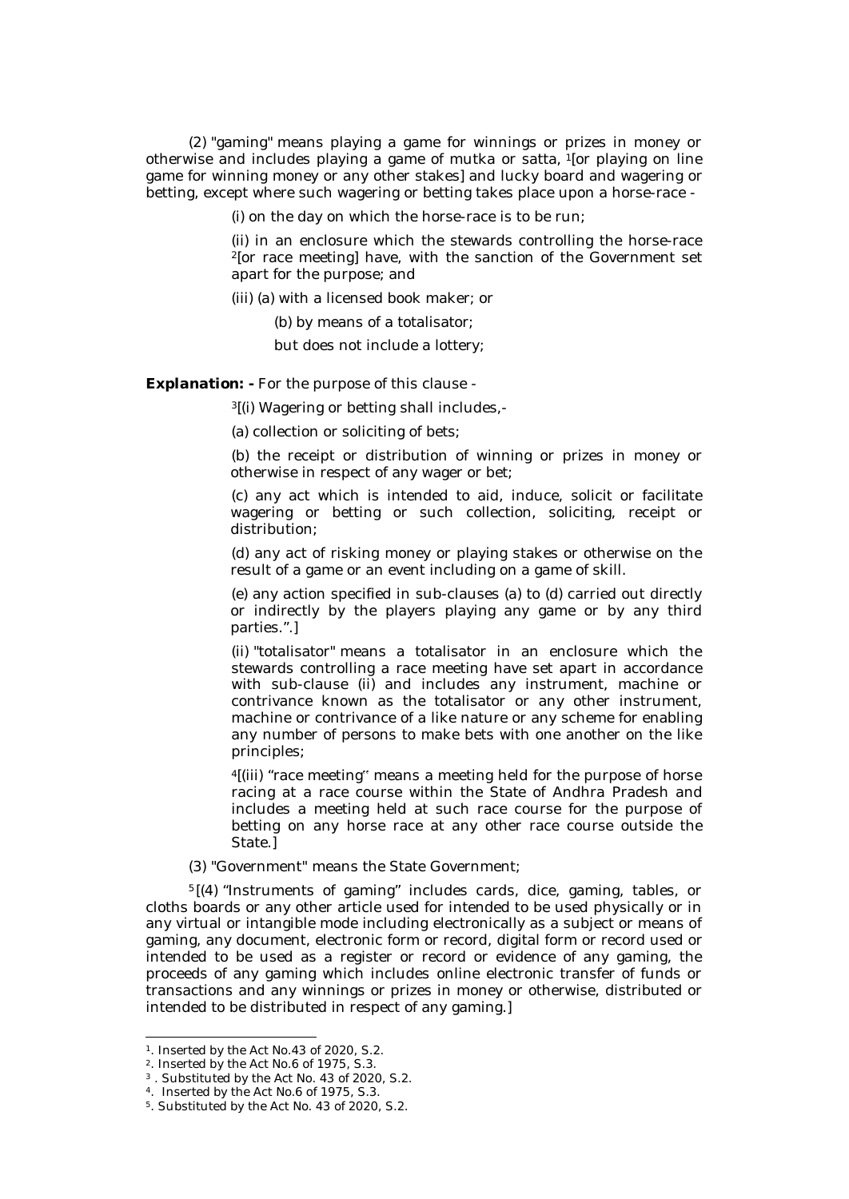(2) "gaming" means playing a game for winnings or prizes in money or otherwise and includes playing a game of mutka or satta, [1][or playing on line game for winning money or any other stakes] and lucky board and wagering or betting, except where such wagering or betting takes place upon a horse-race -

(i) on the day on which the horse-race is to be run;

(ii) in an enclosure which the stewards controlling the horse-race [2][or race meeting] have, with the sanction of the Government set apart for the purpose; and

(iii) (a) with a licensed book maker; or

(b) by means of a totalisator;

but does not include a lottery;

**Explanation: -** For the purpose of this clause -

[3][(i) Wagering or betting shall includes,-

(a) collection or soliciting of bets;

(b) the receipt or distribution of winning or prizes in money or otherwise in respect of any wager or bet;

(c) any act which is intended to aid, induce, solicit or facilitate wagering or betting or such collection, soliciting, receipt or distribution;

(d) any act of risking money or playing stakes or otherwise on the result of a game or an event including on a game of skill.

(e) any action specified in sub-clauses (a) to (d) carried out directly or indirectly by the players playing any game or by any third parties.".]

(ii) "totalisator" means a totalisator in an enclosure which the stewards controlling a race meeting have set apart in accordance with sub-clause (ii) and includes any instrument, machine or contrivance known as the totalisator or any other instrument, machine or contrivance of a like nature or any scheme for enabling any number of persons to make bets with one another on the like principles;

[4][(iii) "race meeting" means a meeting held for the purpose of horse racing at a race course within the State of Andhra Pradesh and includes a meeting held at such race course for the purpose of betting on any horse race at any other race course outside the State.]

(3) "Government" means the State Government;

[5][(4) "Instruments of gaming" includes cards, dice, gaming, tables, or cloths boards or any other article used for intended to be used physically or in any virtual or intangible mode including electronically as a subject or means of gaming, any document, electronic form or record, digital form or record used or intended to be used as a register or record or evidence of any gaming, the proceeds of any gaming which includes online electronic transfer of funds or transactions and any winnings or prizes in money or otherwise, distributed or intended to be distributed in respect of any gaming.]

---

1. Inserted by the Act No.43 of 2020, S.2.
2. Inserted by the Act No.6 of 1975, S.3.
3. Substituted by the Act No. 43 of 2020, S.2.
4. Inserted by the Act No.6 of 1975, S.3.
5. Substituted by the Act No. 43 of 2020, S.2.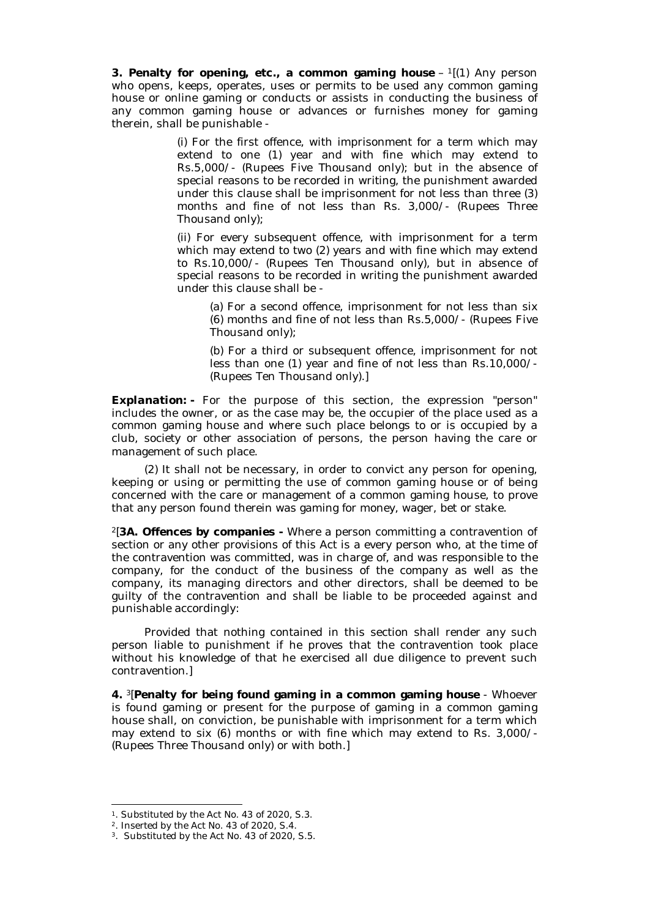**3. Penalty for opening, etc., a common gaming house** – [1][(1) Any person who opens, keeps, operates, uses or permits to be used any common gaming house or online gaming or conducts or assists in conducting the business of any common gaming house or advances or furnishes money for gaming therein, shall be punishable -

(i) For the first offence, with imprisonment for a term which may extend to one (1) year and with fine which may extend to Rs.5,000/- (Rupees Five Thousand only); but in the absence of special reasons to be recorded in writing, the punishment awarded under this clause shall be imprisonment for not less than three (3) months and fine of not less than Rs. 3,000/- (Rupees Three Thousand only);

(ii) For every subsequent offence, with imprisonment for a term which may extend to two (2) years and with fine which may extend to Rs.10,000/- (Rupees Ten Thousand only), but in absence of special reasons to be recorded in writing the punishment awarded under this clause shall be -

(a) For a second offence, imprisonment for not less than six (6) months and fine of not less than Rs.5,000/- (Rupees Five Thousand only);

(b) For a third or subsequent offence, imprisonment for not less than one (1) year and fine of not less than Rs.10,000/- (Rupees Ten Thousand only).]

***Explanation:*** - For the purpose of this section, the expression "person" includes the owner, or as the case may be, the occupier of the place used as a common gaming house and where such place belongs to or is occupied by a club, society or other association of persons, the person having the care or management of such place.

(2) It shall not be necessary, in order to convict any person for opening, keeping or using or permitting the use of common gaming house or of being concerned with the care or management of a common gaming house, to prove that any person found therein was gaming for money, wager, bet or stake.

[2][**3A. Offences by companies -** Where a person committing a contravention of section or any other provisions of this Act is a every person who, at the time of the contravention was committed, was in charge of, and was responsible to the company, for the conduct of the business of the company as well as the company, its managing directors and other directors, shall be deemed to be guilty of the contravention and shall be liable to be proceeded against and punishable accordingly:

Provided that nothing contained in this section shall render any such person liable to punishment if he proves that the contravention took place without his knowledge of that he exercised all due diligence to prevent such contravention.]

**4.** [3][**Penalty for being found gaming in a common gaming house** - Whoever is found gaming or present for the purpose of gaming in a common gaming house shall, on conviction, be punishable with imprisonment for a term which may extend to six (6) months or with fine which may extend to Rs. 3,000/- (Rupees Three Thousand only) or with both.]

---

[1]. Substituted by the Act No. 43 of 2020, S.3.

[2]. Inserted by the Act No. 43 of 2020, S.4.

[3]. Substituted by the Act No. 43 of 2020, S.5.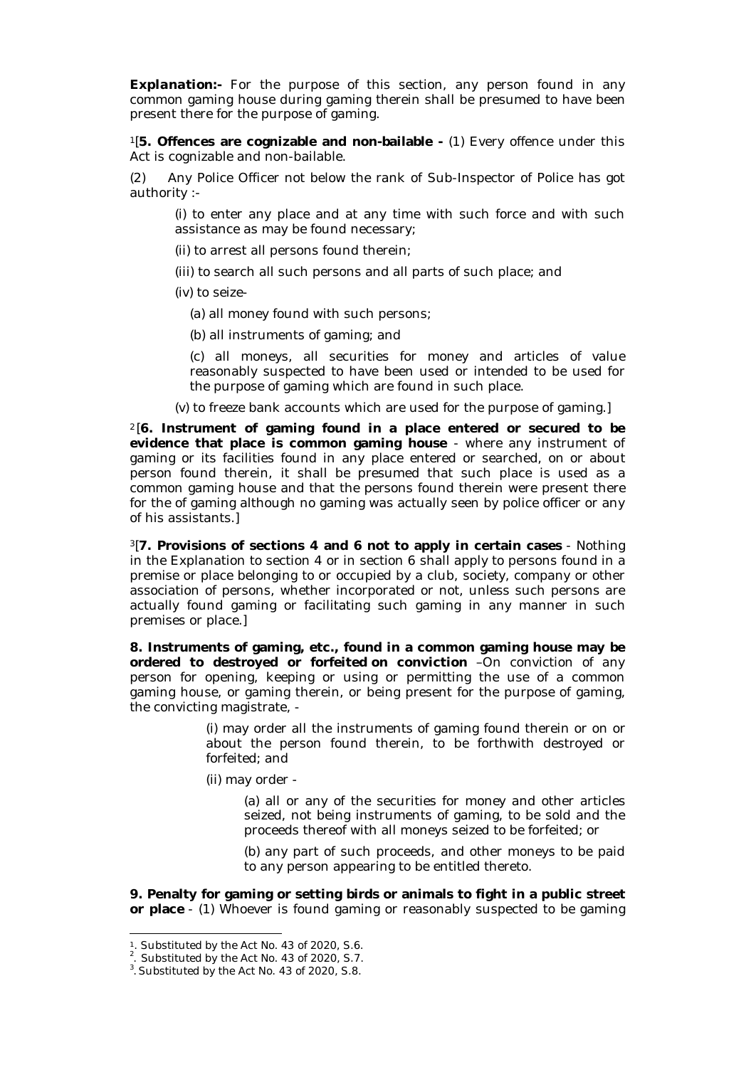**Explanation:-** For the purpose of this section, any person found in any common gaming house during gaming therein shall be presumed to have been present there for the purpose of gaming.

[1][**5. Offences are cognizable and non-bailable -** (1) Every offence under this Act is cognizable and non-bailable.

(2) Any Police Officer not below the rank of Sub-Inspector of Police has got authority :-

(i) to enter any place and at any time with such force and with such assistance as may be found necessary;

(ii) to arrest all persons found therein;

(iii) to search all such persons and all parts of such place; and

(iv) to seize-

(a) all money found with such persons;

(b) all instruments of gaming; and

(c) all moneys, all securities for money and articles of value reasonably suspected to have been used or intended to be used for the purpose of gaming which are found in such place.

(v) to freeze bank accounts which are used for the purpose of gaming.]

[2][**6. Instrument of gaming found in a place entered or secured to be evidence that place is common gaming house** - where any instrument of gaming or its facilities found in any place entered or searched, on or about person found therein, it shall be presumed that such place is used as a common gaming house and that the persons found therein were present there for the of gaming although no gaming was actually seen by police officer or any of his assistants.]

[3][**7. Provisions of sections 4 and 6 not to apply in certain cases** - Nothing in the Explanation to section 4 or in section 6 shall apply to persons found in a premise or place belonging to or occupied by a club, society, company or other association of persons, whether incorporated or not, unless such persons are actually found gaming or facilitating such gaming in any manner in such premises or place.]

**8. Instruments of gaming, etc., found in a common gaming house may be ordered to destroyed or forfeited on conviction** –On conviction of any person for opening, keeping or using or permitting the use of a common gaming house, or gaming therein, or being present for the purpose of gaming, the convicting magistrate, -

(i) may order all the instruments of gaming found therein or on or about the person found therein, to be forthwith destroyed or forfeited; and

(ii) may order -

(a) all or any of the securities for money and other articles seized, not being instruments of gaming, to be sold and the proceeds thereof with all moneys seized to be forfeited; or

(b) any part of such proceeds, and other moneys to be paid to any person appearing to be entitled thereto.

**9. Penalty for gaming or setting birds or animals to fight in a public street or place** - (1) Whoever is found gaming or reasonably suspected to be gaming

---

[1]. Substituted by the Act No. 43 of 2020, S.6.

[2]. Substituted by the Act No. 43 of 2020, S.7.

[3]. Substituted by the Act No. 43 of 2020, S.8.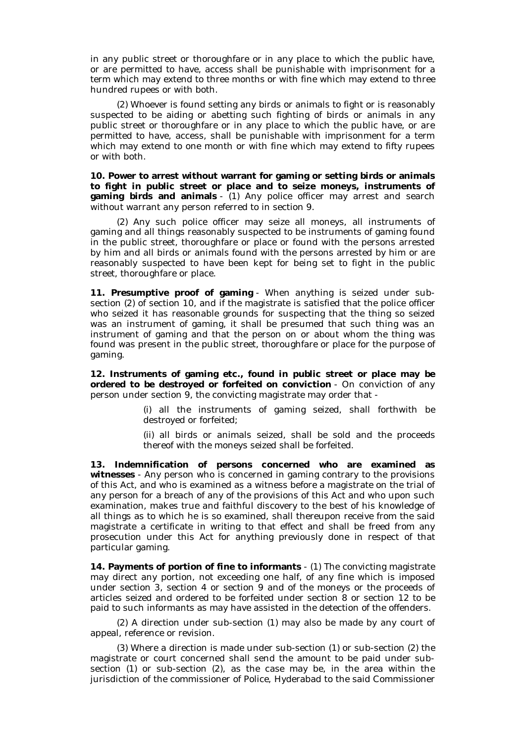in any public street or thoroughfare or in any place to which the public have, or are permitted to have, access shall be punishable with imprisonment for a term which may extend to three months or with fine which may extend to three hundred rupees or with both.

(2) Whoever is found setting any birds or animals to fight or is reasonably suspected to be aiding or abetting such fighting of birds or animals in any public street or thoroughfare or in any place to which the public have, or are permitted to have, access, shall be punishable with imprisonment for a term which may extend to one month or with fine which may extend to fifty rupees or with both.

**10. Power to arrest without warrant for gaming or setting birds or animals to fight in public street or place and to seize moneys, instruments of gaming birds and animals** - (1) Any police officer may arrest and search without warrant any person referred to in section 9.

(2) Any such police officer may seize all moneys, all instruments of gaming and all things reasonably suspected to be instruments of gaming found in the public street, thoroughfare or place or found with the persons arrested by him and all birds or animals found with the persons arrested by him or are reasonably suspected to have been kept for being set to fight in the public street, thoroughfare or place.

**11. Presumptive proof of gaming** - When anything is seized under sub-section (2) of section 10, and if the magistrate is satisfied that the police officer who seized it has reasonable grounds for suspecting that the thing so seized was an instrument of gaming, it shall be presumed that such thing was an instrument of gaming and that the person on or about whom the thing was found was present in the public street, thoroughfare or place for the purpose of gaming.

**12. Instruments of gaming etc., found in public street or place may be ordered to be destroyed or forfeited on conviction** - On conviction of any person under section 9, the convicting magistrate may order that -

(i) all the instruments of gaming seized, shall forthwith be destroyed or forfeited;

(ii) all birds or animals seized, shall be sold and the proceeds thereof with the moneys seized shall be forfeited.

**13. Indemnification of persons concerned who are examined as witnesses** - Any person who is concerned in gaming contrary to the provisions of this Act, and who is examined as a witness before a magistrate on the trial of any person for a breach of any of the provisions of this Act and who upon such examination, makes true and faithful discovery to the best of his knowledge of all things as to which he is so examined, shall thereupon receive from the said magistrate a certificate in writing to that effect and shall be freed from any prosecution under this Act for anything previously done in respect of that particular gaming.

**14. Payments of portion of fine to informants** - (1) The convicting magistrate may direct any portion, not exceeding one half, of any fine which is imposed under section 3, section 4 or section 9 and of the moneys or the proceeds of articles seized and ordered to be forfeited under section 8 or section 12 to be paid to such informants as may have assisted in the detection of the offenders.

(2) A direction under sub-section (1) may also be made by any court of appeal, reference or revision.

(3) Where a direction is made under sub-section (1) or sub-section (2) the magistrate or court concerned shall send the amount to be paid under sub-section (1) or sub-section (2), as the case may be, in the area within the jurisdiction of the commissioner of Police, Hyderabad to the said Commissioner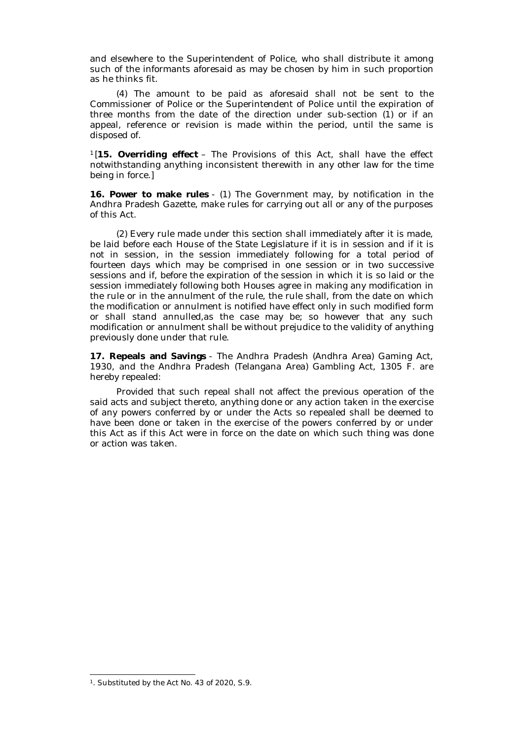and elsewhere to the Superintendent of Police, who shall distribute it among such of the informants aforesaid as may be chosen by him in such proportion as he thinks fit.

(4) The amount to be paid as aforesaid shall not be sent to the Commissioner of Police or the Superintendent of Police until the expiration of three months from the date of the direction under sub-section (1) or if an appeal, reference or revision is made within the period, until the same is disposed of.

[1][**15. Overriding effect** – The Provisions of this Act, shall have the effect notwithstanding anything inconsistent therewith in any other law for the time being in force.]

**16. Power to make rules** - (1) The Government may, by notification in the Andhra Pradesh Gazette, make rules for carrying out all or any of the purposes of this Act.

(2) Every rule made under this section shall immediately after it is made, be laid before each House of the State Legislature if it is in session and if it is not in session, in the session immediately following for a total period of fourteen days which may be comprised in one session or in two successive sessions and if, before the expiration of the session in which it is so laid or the session immediately following both Houses agree in making any modification in the rule or in the annulment of the rule, the rule shall, from the date on which the modification or annulment is notified have effect only in such modified form or shall stand annulled,as the case may be; so however that any such modification or annulment shall be without prejudice to the validity of anything previously done under that rule.

**17. Repeals and Savings** - The Andhra Pradesh (Andhra Area) Gaming Act, 1930, and the Andhra Pradesh (Telangana Area) Gambling Act, 1305 F. are hereby repealed:

Provided that such repeal shall not affect the previous operation of the said acts and subject thereto, anything done or any action taken in the exercise of any powers conferred by or under the Acts so repealed shall be deemed to have been done or taken in the exercise of the powers conferred by or under this Act as if this Act were in force on the date on which such thing was done or action was taken.

---

[1]. Substituted by the Act No. 43 of 2020, S.9.